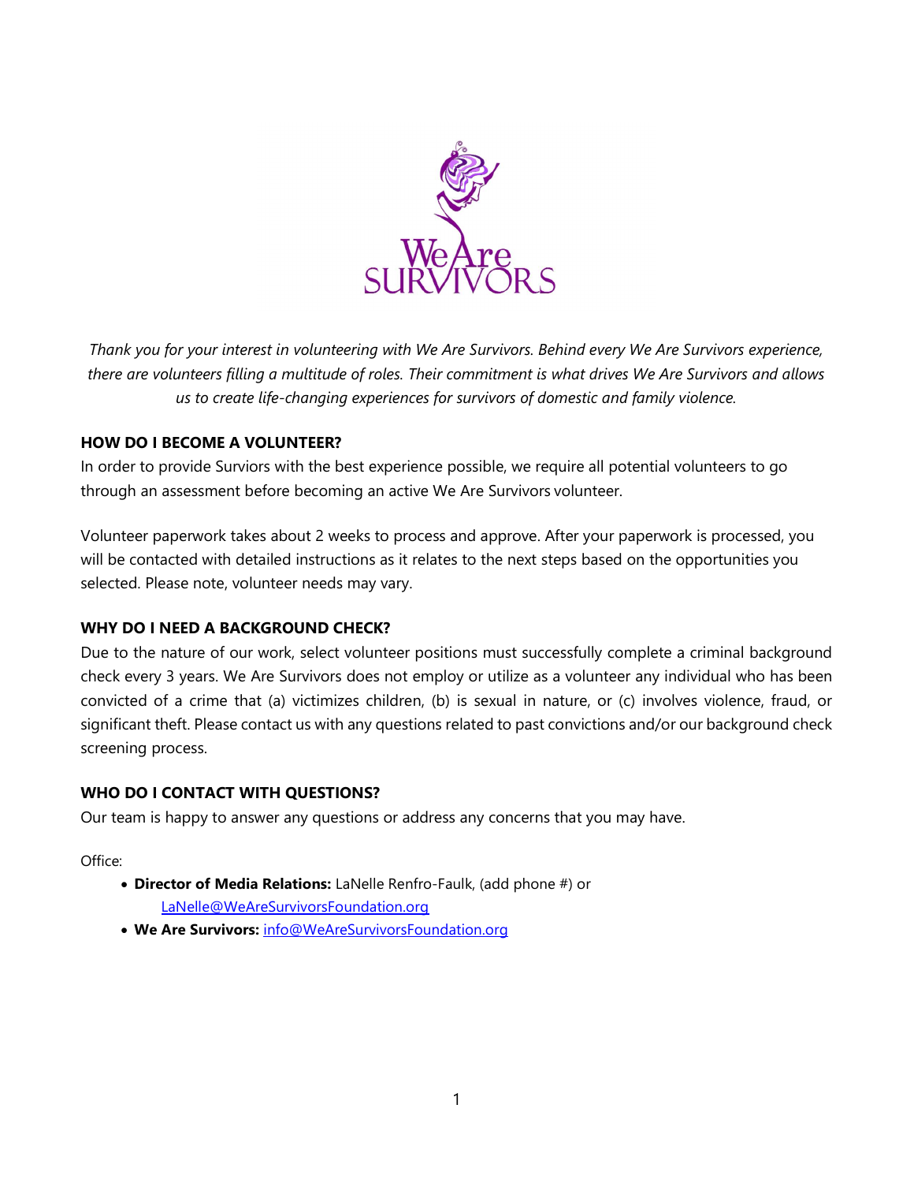*Thank you for your interest in volunteering with We Are Survivors. Behind every We Are Survivors experience, there are volunteers filling a multitude of roles. Their commitment is what drives We Are Survivors and allows us to create life-changing experiences for survivors of domestic and family violence.*

**HOW DO I BECOME A VOLUNTEER?**

In order to provide Surviors with the best experience possible, we require all potential volunteers to go through an assessment before becoming an active We Are Survivors volunteer.

Volunteer paperwork takes about 2 weeks to process and approve. After your paperwork is processed, you will be contacted with detailed instructions as it relates to the next steps based on the opportunities you selected. Please note, volunteer needs may vary.

**WHY DO I NEED A BACKGROUND CHECK?**

Due to the nature of our work, select volunteer positions must successfully complete a criminal background check every 3 years. We Are Survivors does not employ or utilize as a volunteer any individual who has been convicted of a crime that (a) victimizes children, (b) is sexual in nature, or (c) involves violence, fraud, or significant theft. Please contact us with any questions related to past convictions and/or our background check screening process.

**WHO DO I CONTACT WITH QUESTIONS?**

Our team is happy to answer any questions or address any concerns that you may have.

Office:

- **Director of Media Relations:** LaNelle Renfro-Faulk, (add phone #) or LaNelle@WeAreSurvivorsFoundation.org
- **We Are Survivors:** info@WeAreSurvivorsFoundation.org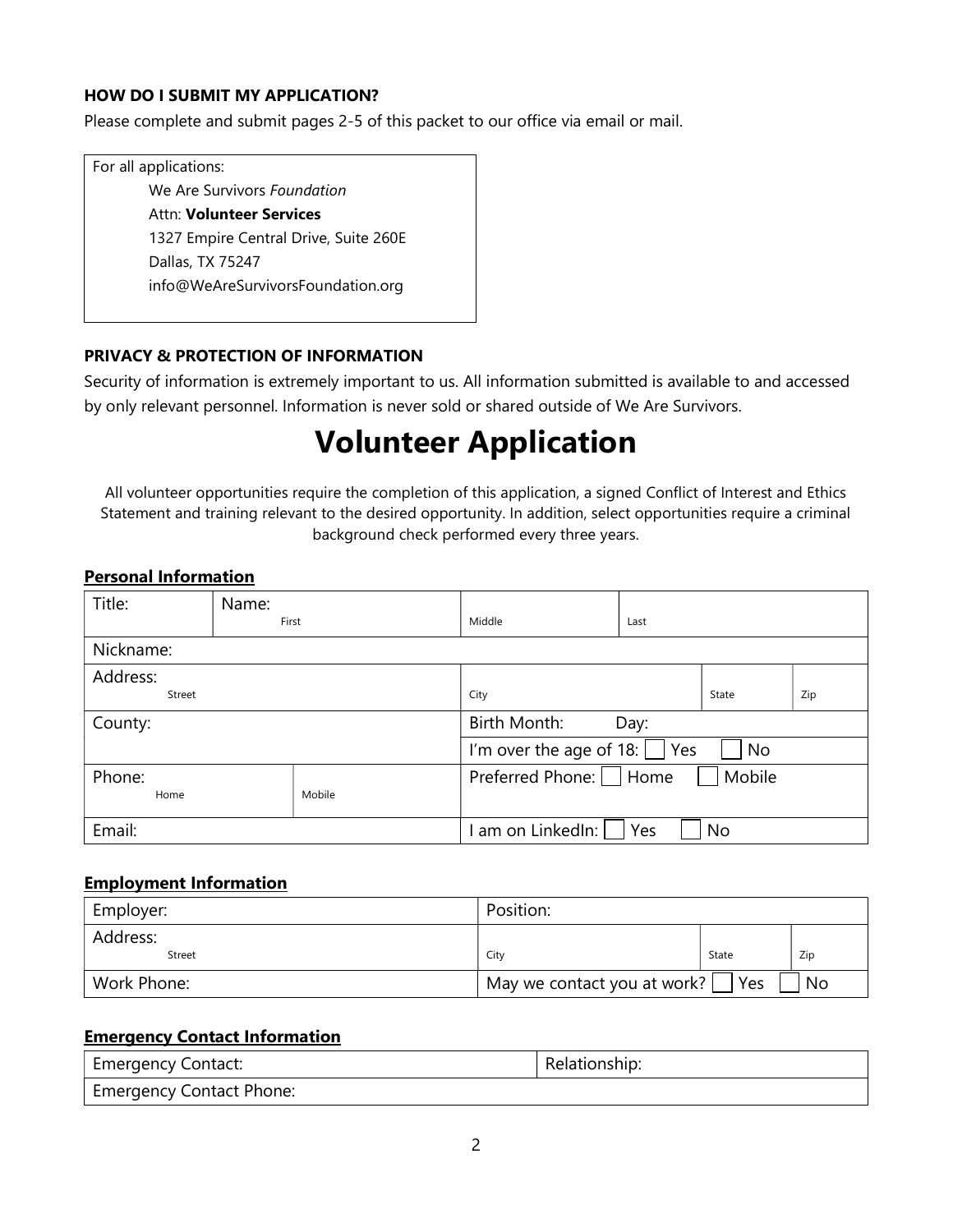**HOW DO I SUBMIT MY APPLICATION?**

Please complete and submit pages 2-5 of this packet to our office via email or mail.

| |
|---|
| For all applications: |
| We Are Survivors *Foundation* |
| Attn: **Volunteer Services** |
| 1327 Empire Central Drive, Suite 260E |
| Dallas, TX 75247 |
| info@WeAreSurvivorsFoundation.org |

**PRIVACY & PROTECTION OF INFORMATION**

Security of information is extremely important to us. All information submitted is available to and accessed by only relevant personnel. Information is never sold or shared outside of We Are Survivors.

# Volunteer Application

All volunteer opportunities require the completion of this application, a signed Conflict of Interest and Ethics Statement and training relevant to the desired opportunity. In addition, select opportunities require a criminal background check performed every three years.

## Personal Information

| | | | | | |
|---|---|---|---|---|---|
| Title: | Name: First | Middle | Last | | |
| Nickname: | | | | | |
| Address: Street | | City | | State | Zip |
| County: | | Birth Month: Day: | | | |
| | | I'm over the age of 18: ☐ Yes ☐ No | | | |
| Phone: Home | Mobile | Preferred Phone: ☐ Home ☐ Mobile | | | |
| Email: | | I am on LinkedIn: ☐ Yes ☐ No | | | |

## Employment Information

| | | | |
|---|---|---|---|
| Employer: | Position: | | |
| Address: Street | City | State | Zip |
| Work Phone: | May we contact you at work? ☐ Yes ☐ No | | |

## Emergency Contact Information

| | |
|---|---|
| Emergency Contact: | Relationship: |
| Emergency Contact Phone: | |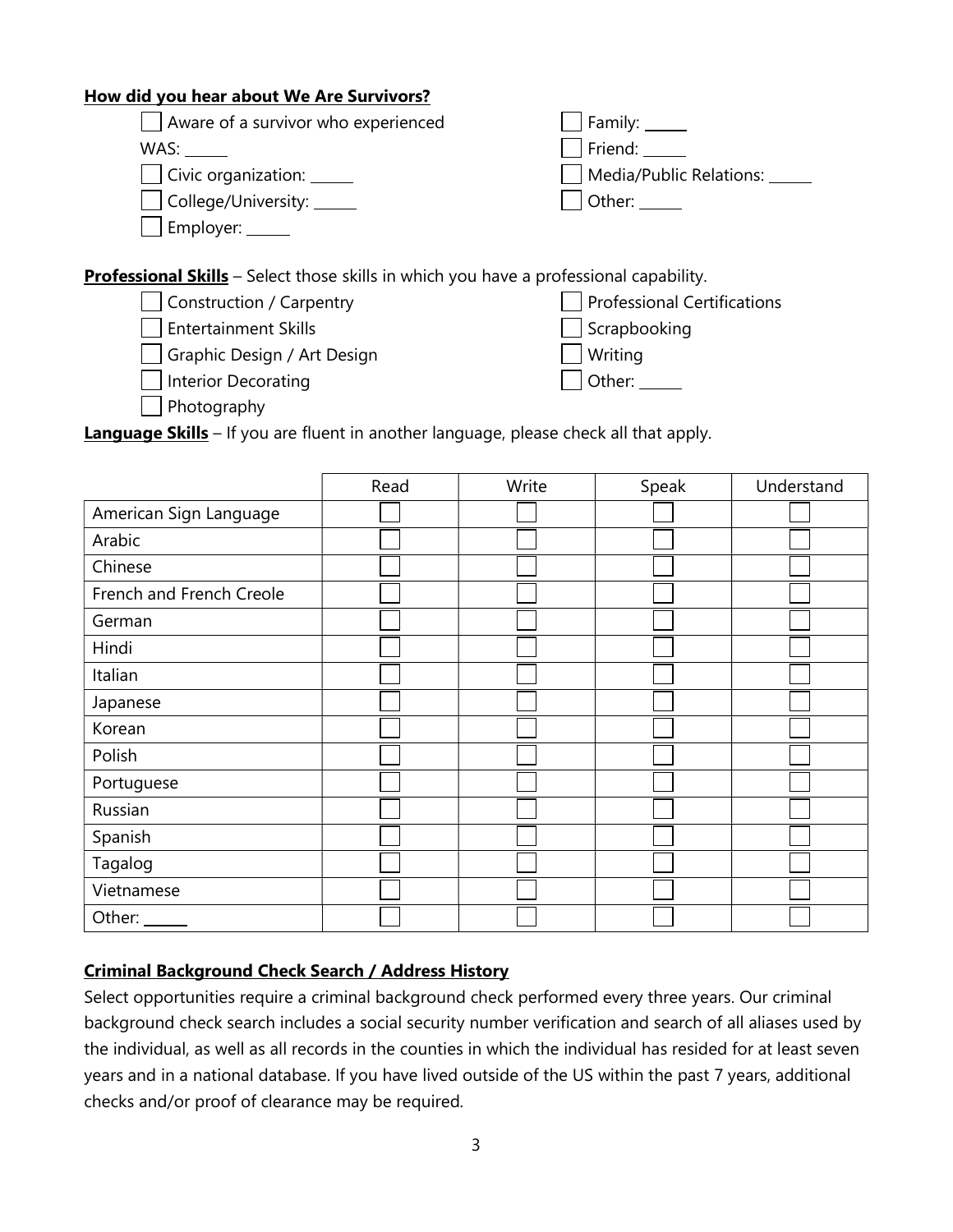**How did you hear about We Are Survivors?**

- ☐ Aware of a survivor who experienced WAS: ______
- ☐ Civic organization: ______
- ☐ College/University: ______
- ☐ Employer: ______
- ☐ Family: ______
- ☐ Friend: ______
- ☐ Media/Public Relations: ______
- ☐ Other: ______

**Professional Skills** – Select those skills in which you have a professional capability.

- ☐ Construction / Carpentry
- ☐ Entertainment Skills
- ☐ Graphic Design / Art Design
- ☐ Interior Decorating
- ☐ Photography
- ☐ Professional Certifications
- ☐ Scrapbooking
- ☐ Writing
- ☐ Other: ______

**Language Skills** – If you are fluent in another language, please check all that apply.

| | Read | Write | Speak | Understand |
|---|---|---|---|---|
| American Sign Language | ☐ | ☐ | ☐ | ☐ |
| Arabic | ☐ | ☐ | ☐ | ☐ |
| Chinese | ☐ | ☐ | ☐ | ☐ |
| French and French Creole | ☐ | ☐ | ☐ | ☐ |
| German | ☐ | ☐ | ☐ | ☐ |
| Hindi | ☐ | ☐ | ☐ | ☐ |
| Italian | ☐ | ☐ | ☐ | ☐ |
| Japanese | ☐ | ☐ | ☐ | ☐ |
| Korean | ☐ | ☐ | ☐ | ☐ |
| Polish | ☐ | ☐ | ☐ | ☐ |
| Portuguese | ☐ | ☐ | ☐ | ☐ |
| Russian | ☐ | ☐ | ☐ | ☐ |
| Spanish | ☐ | ☐ | ☐ | ☐ |
| Tagalog | ☐ | ☐ | ☐ | ☐ |
| Vietnamese | ☐ | ☐ | ☐ | ☐ |
| Other: ______ | ☐ | ☐ | ☐ | ☐ |

**Criminal Background Check Search / Address History**

Select opportunities require a criminal background check performed every three years. Our criminal background check search includes a social security number verification and search of all aliases used by the individual, as well as all records in the counties in which the individual has resided for at least seven years and in a national database. If you have lived outside of the US within the past 7 years, additional checks and/or proof of clearance may be required.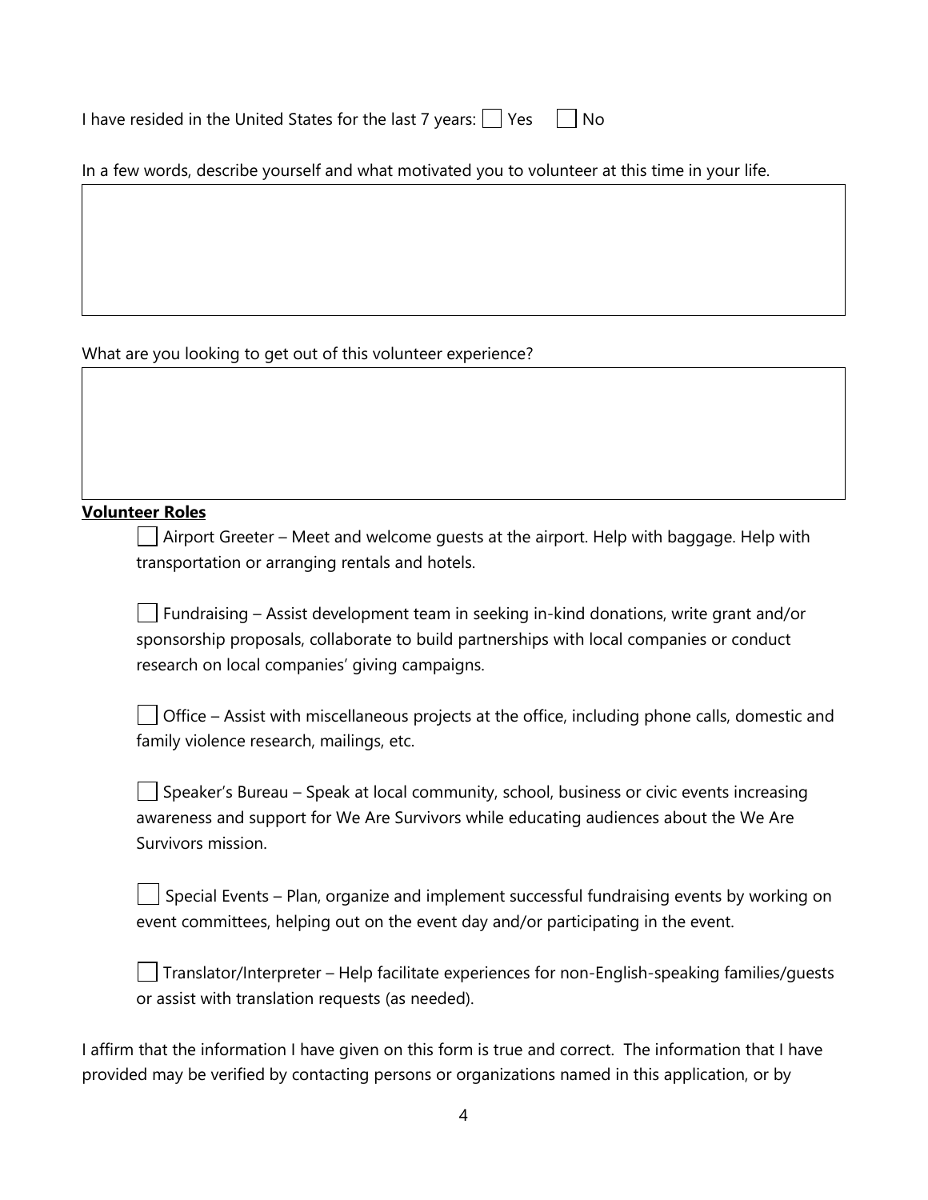I have resided in the United States for the last 7 years: ☐ Yes ☐ No

In a few words, describe yourself and what motivated you to volunteer at this time in your life.

What are you looking to get out of this volunteer experience?

**Volunteer Roles**

☐ Airport Greeter – Meet and welcome guests at the airport. Help with baggage. Help with transportation or arranging rentals and hotels.

☐ Fundraising – Assist development team in seeking in-kind donations, write grant and/or sponsorship proposals, collaborate to build partnerships with local companies or conduct research on local companies' giving campaigns.

☐ Office – Assist with miscellaneous projects at the office, including phone calls, domestic and family violence research, mailings, etc.

☐ Speaker's Bureau – Speak at local community, school, business or civic events increasing awareness and support for We Are Survivors while educating audiences about the We Are Survivors mission.

☐ Special Events – Plan, organize and implement successful fundraising events by working on event committees, helping out on the event day and/or participating in the event.

☐ Translator/Interpreter – Help facilitate experiences for non-English-speaking families/guests or assist with translation requests (as needed).

I affirm that the information I have given on this form is true and correct. The information that I have provided may be verified by contacting persons or organizations named in this application, or by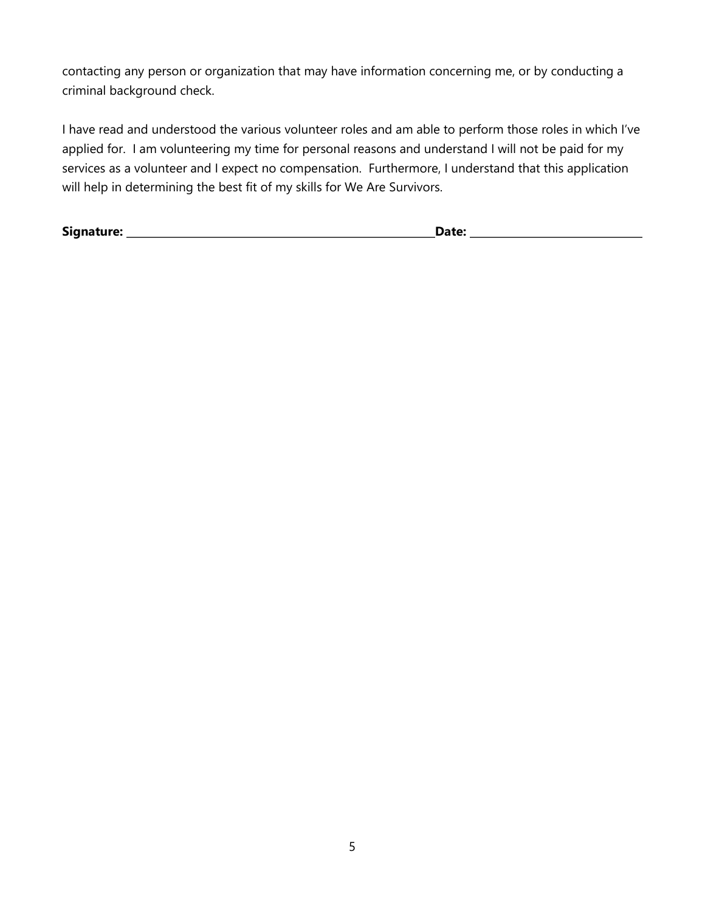contacting any person or organization that may have information concerning me, or by conducting a criminal background check.

I have read and understood the various volunteer roles and am able to perform those roles in which I've applied for. I am volunteering my time for personal reasons and understand I will not be paid for my services as a volunteer and I expect no compensation. Furthermore, I understand that this application will help in determining the best fit of my skills for We Are Survivors.

**Signature:** ______________________________________________ **Date:** ___________________________